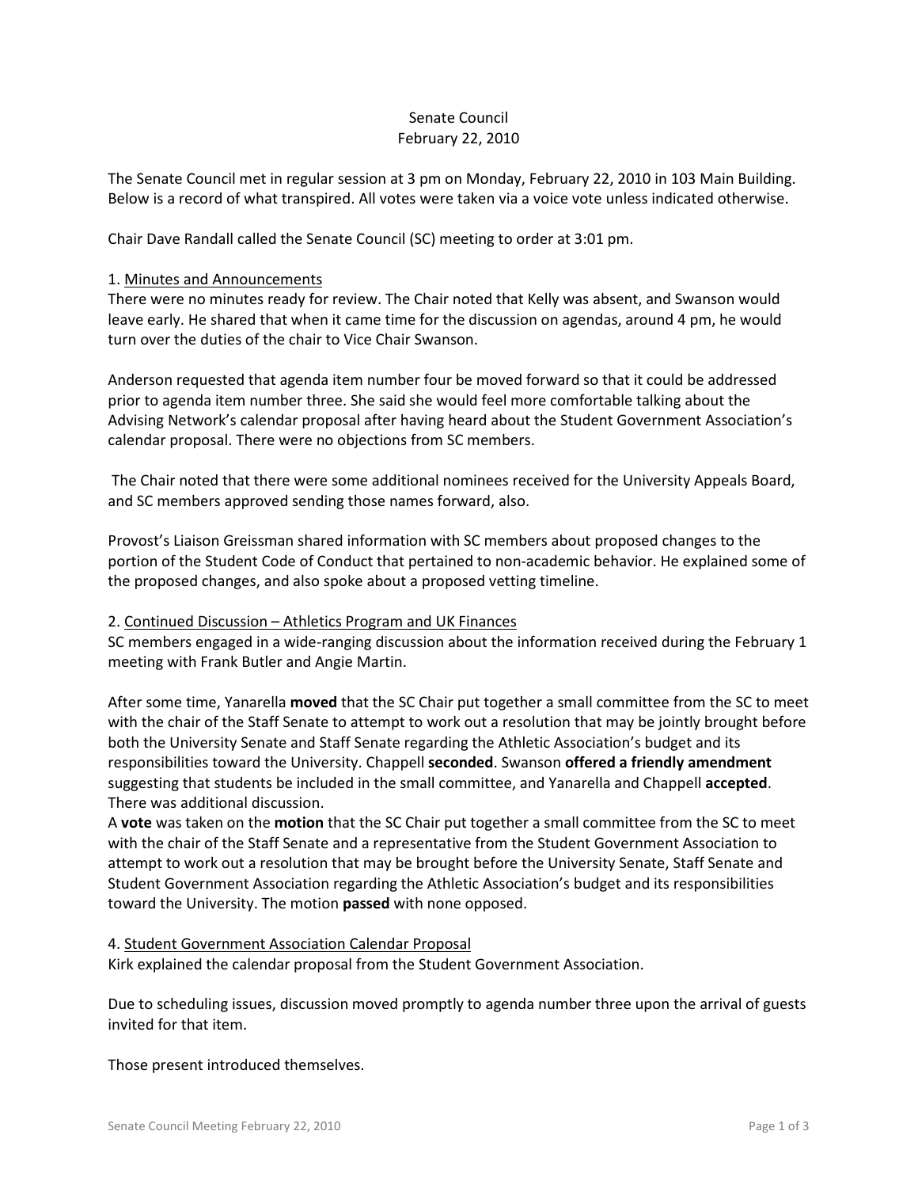Senate Council
February 22, 2010

The Senate Council met in regular session at 3 pm on Monday, February 22, 2010 in 103 Main Building. Below is a record of what transpired. All votes were taken via a voice vote unless indicated otherwise.

Chair Dave Randall called the Senate Council (SC) meeting to order at 3:01 pm.

1. Minutes and Announcements

There were no minutes ready for review. The Chair noted that Kelly was absent, and Swanson would leave early. He shared that when it came time for the discussion on agendas, around 4 pm, he would turn over the duties of the chair to Vice Chair Swanson.

Anderson requested that agenda item number four be moved forward so that it could be addressed prior to agenda item number three. She said she would feel more comfortable talking about the Advising Network's calendar proposal after having heard about the Student Government Association's calendar proposal. There were no objections from SC members.

The Chair noted that there were some additional nominees received for the University Appeals Board, and SC members approved sending those names forward, also.

Provost's Liaison Greissman shared information with SC members about proposed changes to the portion of the Student Code of Conduct that pertained to non-academic behavior. He explained some of the proposed changes, and also spoke about a proposed vetting timeline.

2. Continued Discussion – Athletics Program and UK Finances

SC members engaged in a wide-ranging discussion about the information received during the February 1 meeting with Frank Butler and Angie Martin.

After some time, Yanarella **moved** that the SC Chair put together a small committee from the SC to meet with the chair of the Staff Senate to attempt to work out a resolution that may be jointly brought before both the University Senate and Staff Senate regarding the Athletic Association's budget and its responsibilities toward the University. Chappell **seconded**. Swanson **offered a friendly amendment** suggesting that students be included in the small committee, and Yanarella and Chappell **accepted**. There was additional discussion.

A **vote** was taken on the **motion** that the SC Chair put together a small committee from the SC to meet with the chair of the Staff Senate and a representative from the Student Government Association to attempt to work out a resolution that may be brought before the University Senate, Staff Senate and Student Government Association regarding the Athletic Association's budget and its responsibilities toward the University. The motion **passed** with none opposed.

4. Student Government Association Calendar Proposal

Kirk explained the calendar proposal from the Student Government Association.

Due to scheduling issues, discussion moved promptly to agenda number three upon the arrival of guests invited for that item.

Those present introduced themselves.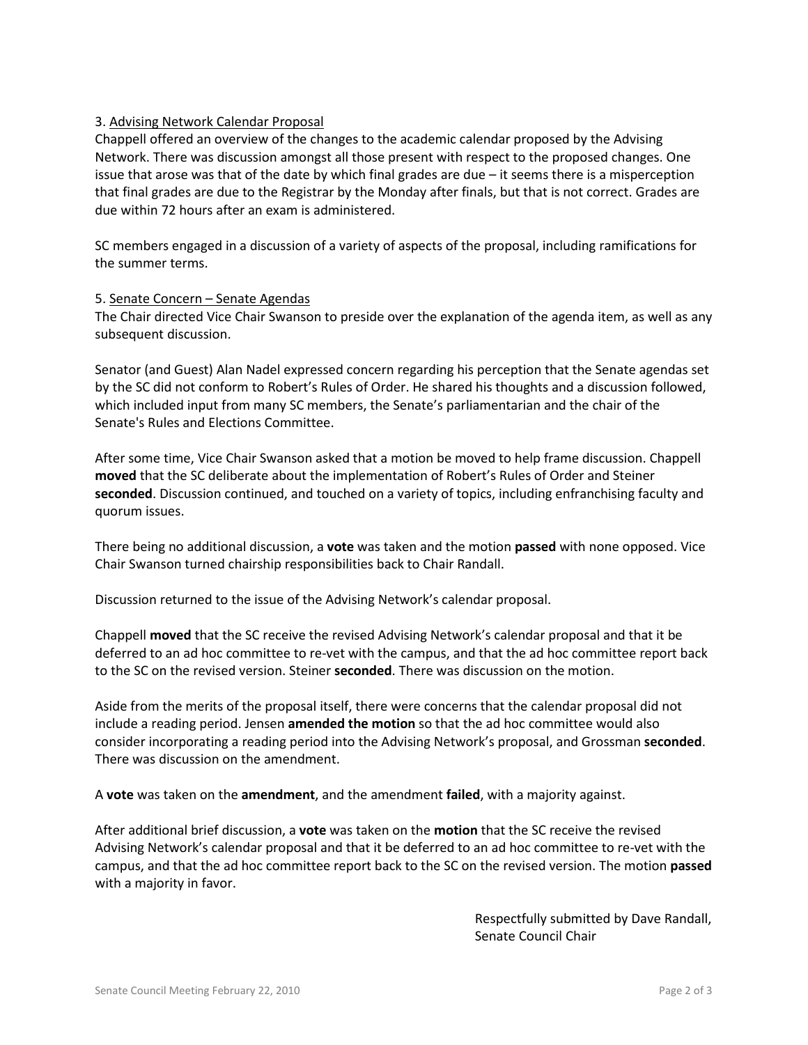3. Advising Network Calendar Proposal

Chappell offered an overview of the changes to the academic calendar proposed by the Advising Network. There was discussion amongst all those present with respect to the proposed changes. One issue that arose was that of the date by which final grades are due – it seems there is a misperception that final grades are due to the Registrar by the Monday after finals, but that is not correct. Grades are due within 72 hours after an exam is administered.

SC members engaged in a discussion of a variety of aspects of the proposal, including ramifications for the summer terms.

5. Senate Concern – Senate Agendas

The Chair directed Vice Chair Swanson to preside over the explanation of the agenda item, as well as any subsequent discussion.

Senator (and Guest) Alan Nadel expressed concern regarding his perception that the Senate agendas set by the SC did not conform to Robert's Rules of Order. He shared his thoughts and a discussion followed, which included input from many SC members, the Senate's parliamentarian and the chair of the Senate's Rules and Elections Committee.

After some time, Vice Chair Swanson asked that a motion be moved to help frame discussion. Chappell **moved** that the SC deliberate about the implementation of Robert's Rules of Order and Steiner **seconded**. Discussion continued, and touched on a variety of topics, including enfranchising faculty and quorum issues.

There being no additional discussion, a **vote** was taken and the motion **passed** with none opposed. Vice Chair Swanson turned chairship responsibilities back to Chair Randall.

Discussion returned to the issue of the Advising Network's calendar proposal.

Chappell **moved** that the SC receive the revised Advising Network's calendar proposal and that it be deferred to an ad hoc committee to re-vet with the campus, and that the ad hoc committee report back to the SC on the revised version. Steiner **seconded**. There was discussion on the motion.

Aside from the merits of the proposal itself, there were concerns that the calendar proposal did not include a reading period. Jensen **amended the motion** so that the ad hoc committee would also consider incorporating a reading period into the Advising Network's proposal, and Grossman **seconded**. There was discussion on the amendment.

A **vote** was taken on the **amendment**, and the amendment **failed**, with a majority against.

After additional brief discussion, a **vote** was taken on the **motion** that the SC receive the revised Advising Network's calendar proposal and that it be deferred to an ad hoc committee to re-vet with the campus, and that the ad hoc committee report back to the SC on the revised version. The motion **passed** with a majority in favor.

Respectfully submitted by Dave Randall,
Senate Council Chair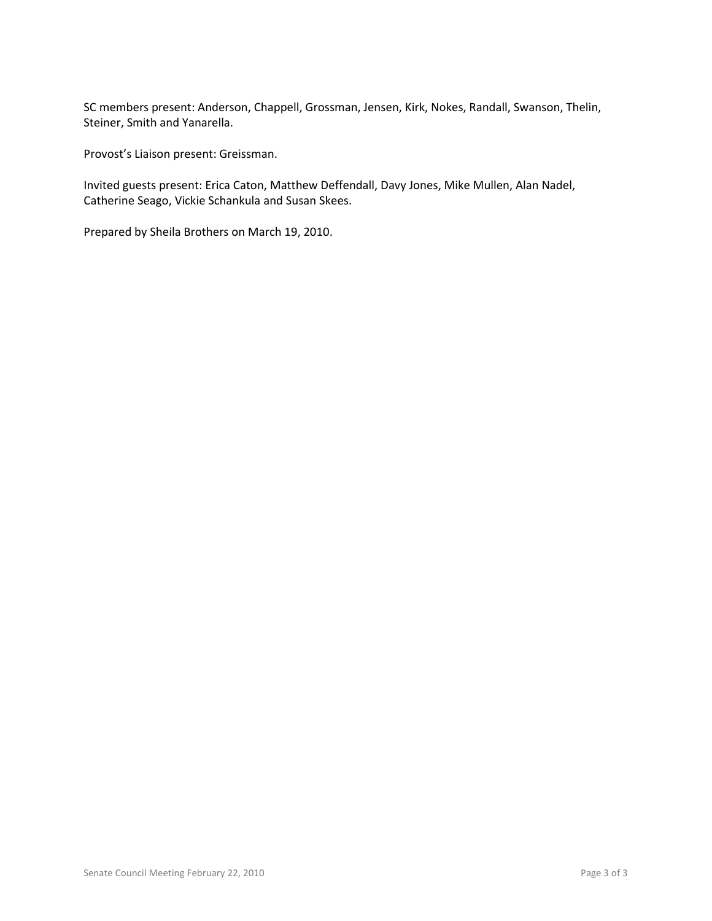SC members present: Anderson, Chappell, Grossman, Jensen, Kirk, Nokes, Randall, Swanson, Thelin, Steiner, Smith and Yanarella.

Provost's Liaison present: Greissman.

Invited guests present: Erica Caton, Matthew Deffendall, Davy Jones, Mike Mullen, Alan Nadel, Catherine Seago, Vickie Schankula and Susan Skees.

Prepared by Sheila Brothers on March 19, 2010.